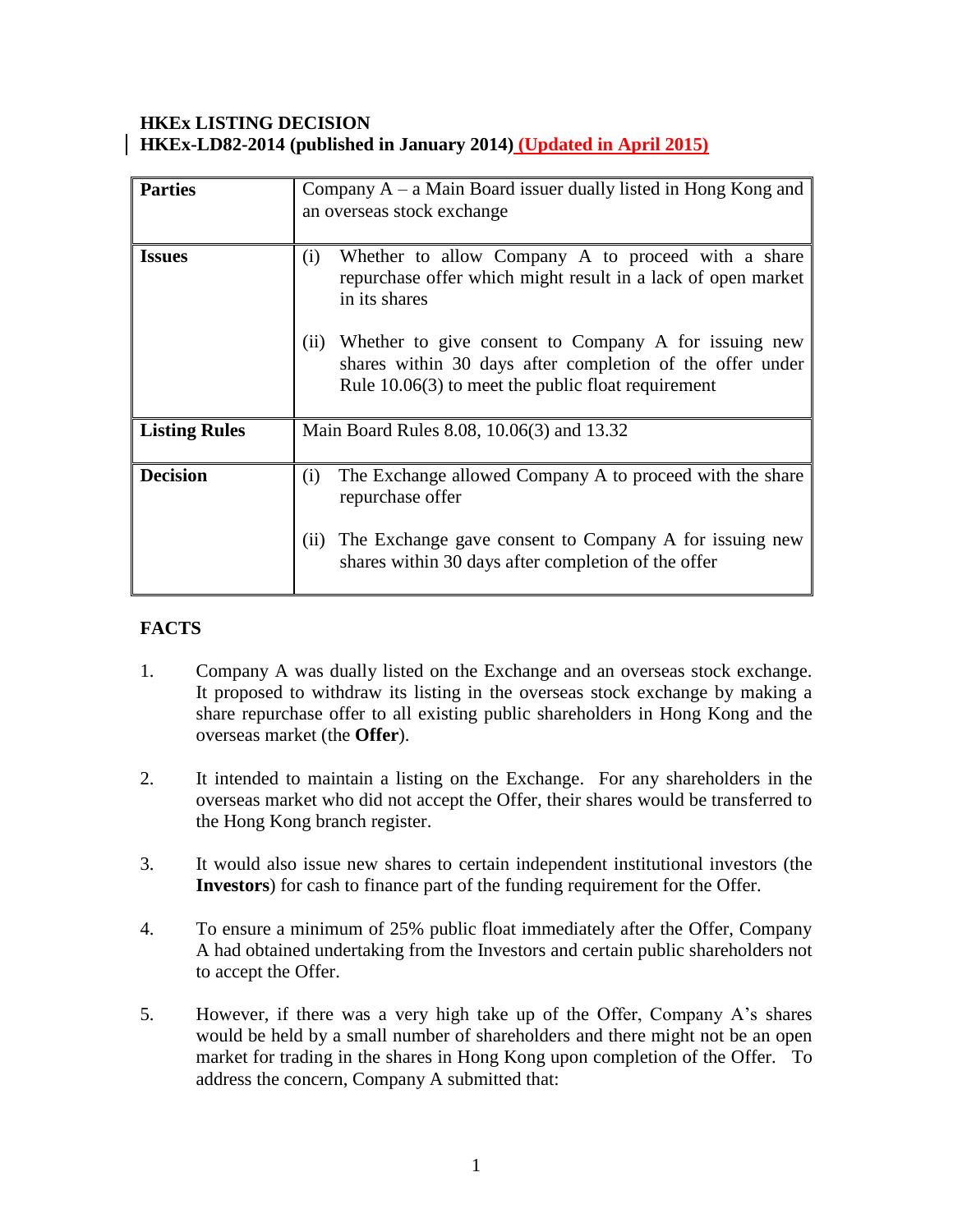**HKEx LISTING DECISION**
**HKEx-LD82-2014 (published in January 2014) (Updated in April 2015)**

| | |
|---|---|
| **Parties** | Company A – a Main Board issuer dually listed in Hong Kong and an overseas stock exchange |
| **Issues** | (i) Whether to allow Company A to proceed with a share repurchase offer which might result in a lack of open market in its shares<br><br>(ii) Whether to give consent to Company A for issuing new shares within 30 days after completion of the offer under Rule 10.06(3) to meet the public float requirement |
| **Listing Rules** | Main Board Rules 8.08, 10.06(3) and 13.32 |
| **Decision** | (i) The Exchange allowed Company A to proceed with the share repurchase offer<br><br>(ii) The Exchange gave consent to Company A for issuing new shares within 30 days after completion of the offer |

**FACTS**

1. Company A was dually listed on the Exchange and an overseas stock exchange. It proposed to withdraw its listing in the overseas stock exchange by making a share repurchase offer to all existing public shareholders in Hong Kong and the overseas market (the **Offer**).

2. It intended to maintain a listing on the Exchange. For any shareholders in the overseas market who did not accept the Offer, their shares would be transferred to the Hong Kong branch register.

3. It would also issue new shares to certain independent institutional investors (the **Investors**) for cash to finance part of the funding requirement for the Offer.

4. To ensure a minimum of 25% public float immediately after the Offer, Company A had obtained undertaking from the Investors and certain public shareholders not to accept the Offer.

5. However, if there was a very high take up of the Offer, Company A's shares would be held by a small number of shareholders and there might not be an open market for trading in the shares in Hong Kong upon completion of the Offer. To address the concern, Company A submitted that: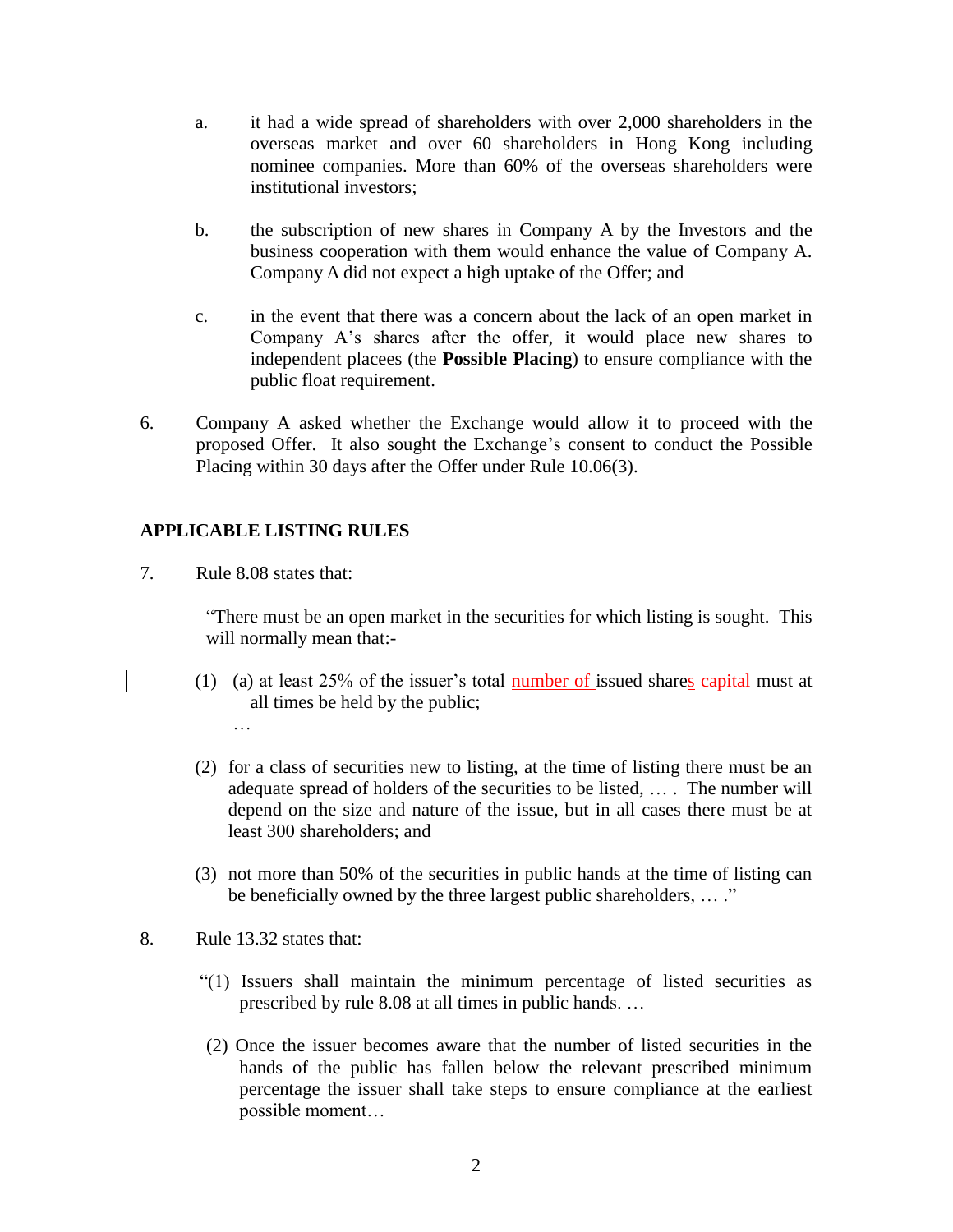a. it had a wide spread of shareholders with over 2,000 shareholders in the overseas market and over 60 shareholders in Hong Kong including nominee companies. More than 60% of the overseas shareholders were institutional investors;

b. the subscription of new shares in Company A by the Investors and the business cooperation with them would enhance the value of Company A. Company A did not expect a high uptake of the Offer; and

c. in the event that there was a concern about the lack of an open market in Company A's shares after the offer, it would place new shares to independent placees (the **Possible Placing**) to ensure compliance with the public float requirement.

6. Company A asked whether the Exchange would allow it to proceed with the proposed Offer. It also sought the Exchange's consent to conduct the Possible Placing within 30 days after the Offer under Rule 10.06(3).

## APPLICABLE LISTING RULES

7. Rule 8.08 states that:

"There must be an open market in the securities for which listing is sought. This will normally mean that:-

(1) (a) at least 25% of the issuer's total number of issued shares ~~capital~~ must at all times be held by the public;

…

(2) for a class of securities new to listing, at the time of listing there must be an adequate spread of holders of the securities to be listed, … . The number will depend on the size and nature of the issue, but in all cases there must be at least 300 shareholders; and

(3) not more than 50% of the securities in public hands at the time of listing can be beneficially owned by the three largest public shareholders, … ."

8. Rule 13.32 states that:

"(1) Issuers shall maintain the minimum percentage of listed securities as prescribed by rule 8.08 at all times in public hands. …

(2) Once the issuer becomes aware that the number of listed securities in the hands of the public has fallen below the relevant prescribed minimum percentage the issuer shall take steps to ensure compliance at the earliest possible moment…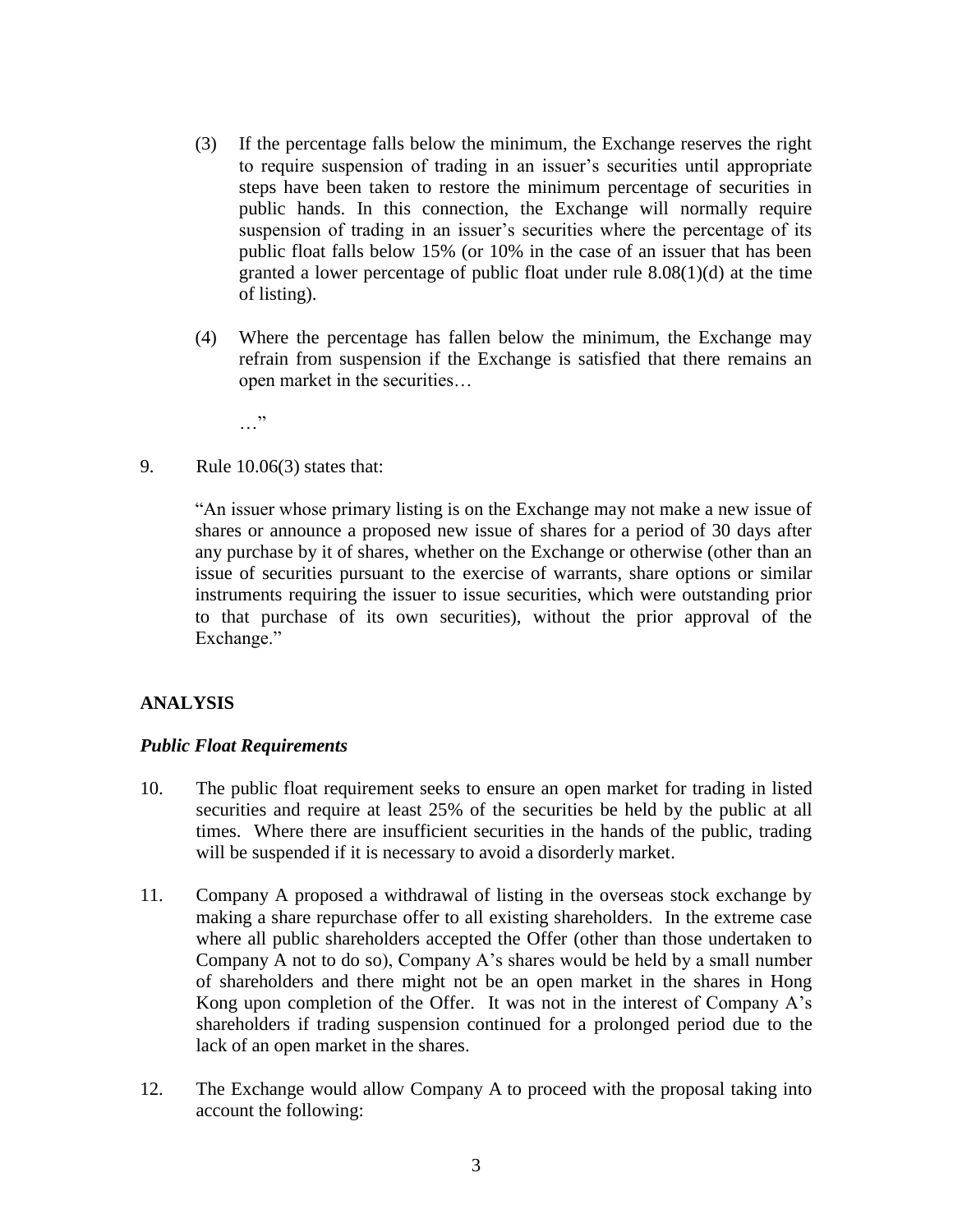(3) If the percentage falls below the minimum, the Exchange reserves the right to require suspension of trading in an issuer's securities until appropriate steps have been taken to restore the minimum percentage of securities in public hands. In this connection, the Exchange will normally require suspension of trading in an issuer's securities where the percentage of its public float falls below 15% (or 10% in the case of an issuer that has been granted a lower percentage of public float under rule 8.08(1)(d) at the time of listing).

(4) Where the percentage has fallen below the minimum, the Exchange may refrain from suspension if the Exchange is satisfied that there remains an open market in the securities…

…"

9. Rule 10.06(3) states that:

"An issuer whose primary listing is on the Exchange may not make a new issue of shares or announce a proposed new issue of shares for a period of 30 days after any purchase by it of shares, whether on the Exchange or otherwise (other than an issue of securities pursuant to the exercise of warrants, share options or similar instruments requiring the issuer to issue securities, which were outstanding prior to that purchase of its own securities), without the prior approval of the Exchange."

## ANALYSIS

### *Public Float Requirements*

10. The public float requirement seeks to ensure an open market for trading in listed securities and require at least 25% of the securities be held by the public at all times. Where there are insufficient securities in the hands of the public, trading will be suspended if it is necessary to avoid a disorderly market.

11. Company A proposed a withdrawal of listing in the overseas stock exchange by making a share repurchase offer to all existing shareholders. In the extreme case where all public shareholders accepted the Offer (other than those undertaken to Company A not to do so), Company A's shares would be held by a small number of shareholders and there might not be an open market in the shares in Hong Kong upon completion of the Offer. It was not in the interest of Company A's shareholders if trading suspension continued for a prolonged period due to the lack of an open market in the shares.

12. The Exchange would allow Company A to proceed with the proposal taking into account the following: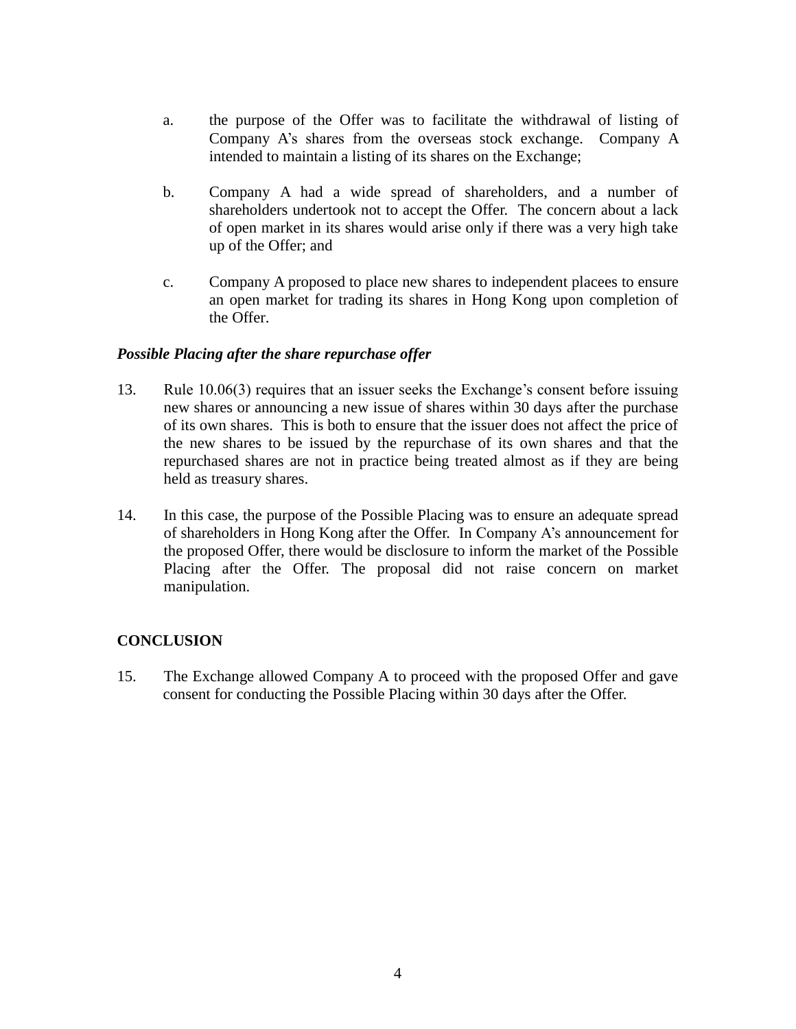a. the purpose of the Offer was to facilitate the withdrawal of listing of Company A's shares from the overseas stock exchange. Company A intended to maintain a listing of its shares on the Exchange;

b. Company A had a wide spread of shareholders, and a number of shareholders undertook not to accept the Offer. The concern about a lack of open market in its shares would arise only if there was a very high take up of the Offer; and

c. Company A proposed to place new shares to independent placees to ensure an open market for trading its shares in Hong Kong upon completion of the Offer.

***Possible Placing after the share repurchase offer***

13. Rule 10.06(3) requires that an issuer seeks the Exchange's consent before issuing new shares or announcing a new issue of shares within 30 days after the purchase of its own shares. This is both to ensure that the issuer does not affect the price of the new shares to be issued by the repurchase of its own shares and that the repurchased shares are not in practice being treated almost as if they are being held as treasury shares.

14. In this case, the purpose of the Possible Placing was to ensure an adequate spread of shareholders in Hong Kong after the Offer. In Company A's announcement for the proposed Offer, there would be disclosure to inform the market of the Possible Placing after the Offer. The proposal did not raise concern on market manipulation.

**CONCLUSION**

15. The Exchange allowed Company A to proceed with the proposed Offer and gave consent for conducting the Possible Placing within 30 days after the Offer.